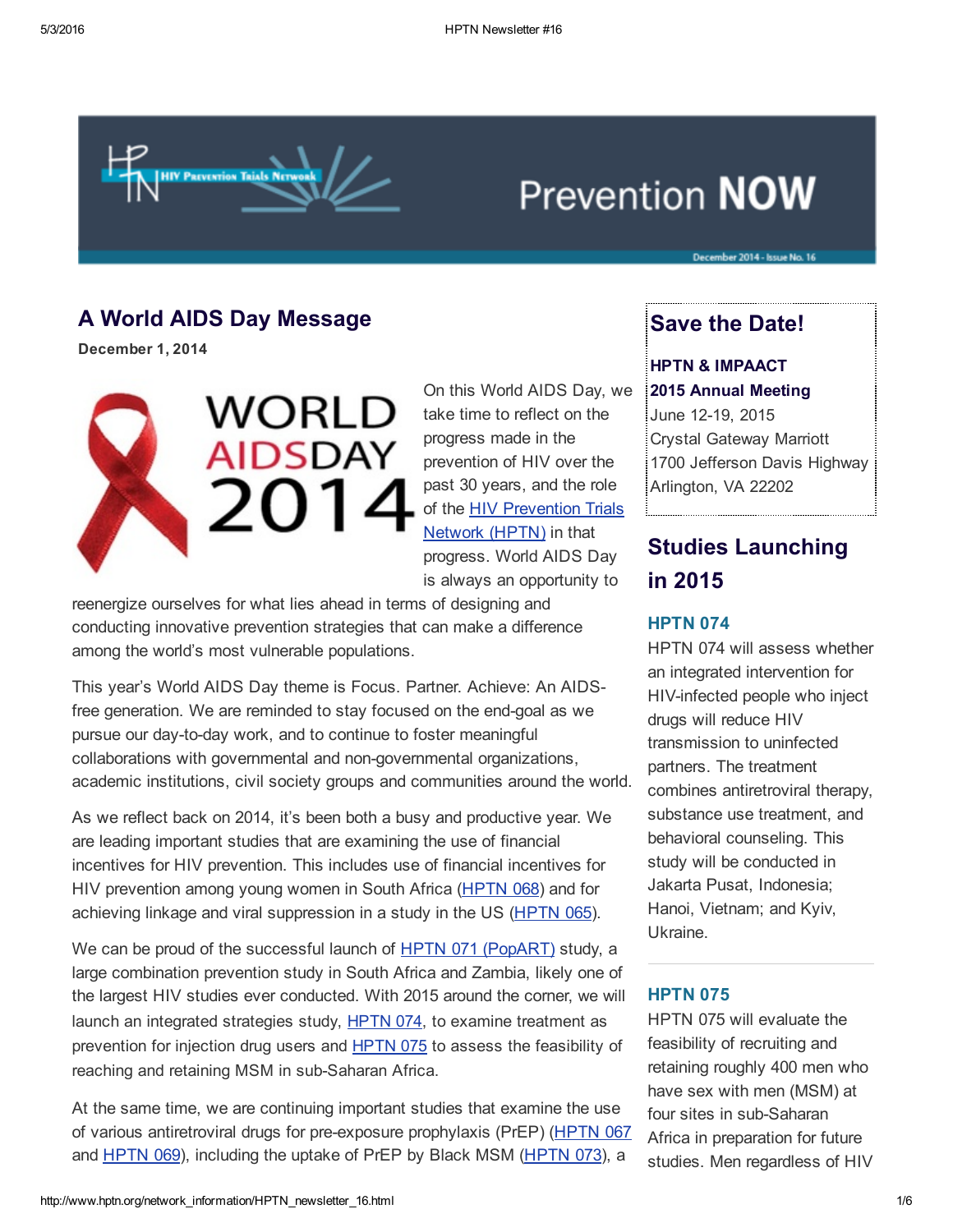# Prevention NOW

December 2014 - Issue No. 16

## A World AIDS Day Message

**December 1, 2014**

On this World AIDS Day, we take time to reflect on the progress made in the prevention of HIV over the past 30 years, and the role of the HIV Prevention Trials Network (HPTN) in that progress. World AIDS Day is always an opportunity to reenergize ourselves for what lies ahead in terms of designing and conducting innovative prevention strategies that can make a difference among the world's most vulnerable populations.

This year's World AIDS Day theme is Focus. Partner. Achieve: An AIDS-free generation. We are reminded to stay focused on the end-goal as we pursue our day-to-day work, and to continue to foster meaningful collaborations with governmental and non-governmental organizations, academic institutions, civil society groups and communities around the world.

As we reflect back on 2014, it's been both a busy and productive year. We are leading important studies that are examining the use of financial incentives for HIV prevention. This includes use of financial incentives for HIV prevention among young women in South Africa (HPTN 068) and for achieving linkage and viral suppression in a study in the US (HPTN 065).

We can be proud of the successful launch of HPTN 071 (PopART) study, a large combination prevention study in South Africa and Zambia, likely one of the largest HIV studies ever conducted. With 2015 around the corner, we will launch an integrated strategies study, HPTN 074, to examine treatment as prevention for injection drug users and HPTN 075 to assess the feasibility of reaching and retaining MSM in sub-Saharan Africa.

At the same time, we are continuing important studies that examine the use of various antiretroviral drugs for pre-exposure prophylaxis (PrEP) (HPTN 067 and HPTN 069), including the uptake of PrEP by Black MSM (HPTN 073), a

## Save the Date!

**HPTN & IMPAACT**
**2015 Annual Meeting**
June 12-19, 2015
Crystal Gateway Marriott
1700 Jefferson Davis Highway
Arlington, VA 22202

## Studies Launching in 2015

### HPTN 074

HPTN 074 will assess whether an integrated intervention for HIV-infected people who inject drugs will reduce HIV transmission to uninfected partners. The treatment combines antiretroviral therapy, substance use treatment, and behavioral counseling. This study will be conducted in Jakarta Pusat, Indonesia; Hanoi, Vietnam; and Kyiv, Ukraine.

### HPTN 075

HPTN 075 will evaluate the feasibility of recruiting and retaining roughly 400 men who have sex with men (MSM) at four sites in sub-Saharan Africa in preparation for future studies. Men regardless of HIV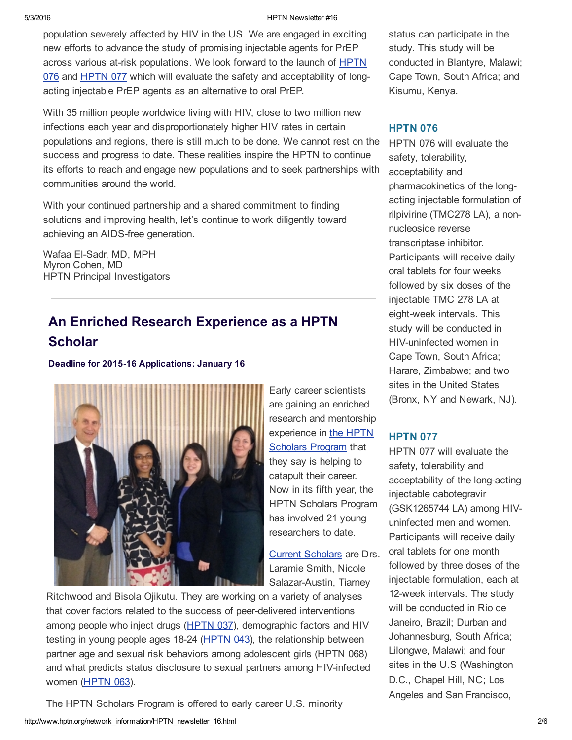population severely affected by HIV in the US. We are engaged in exciting new efforts to advance the study of promising injectable agents for PrEP across various at-risk populations. We look forward to the launch of HPTN 076 and HPTN 077 which will evaluate the safety and acceptability of long-acting injectable PrEP agents as an alternative to oral PrEP.

With 35 million people worldwide living with HIV, close to two million new infections each year and disproportionately higher HIV rates in certain populations and regions, there is still much to be done. We cannot rest on the success and progress to date. These realities inspire the HPTN to continue its efforts to reach and engage new populations and to seek partnerships with communities around the world.

With your continued partnership and a shared commitment to finding solutions and improving health, let's continue to work diligently toward achieving an AIDS-free generation.

Wafaa El-Sadr, MD, MPH
Myron Cohen, MD
HPTN Principal Investigators

## An Enriched Research Experience as a HPTN Scholar

**Deadline for 2015-16 Applications: January 16**

Early career scientists are gaining an enriched research and mentorship experience in the HPTN Scholars Program that they say is helping to catapult their career. Now in its fifth year, the HPTN Scholars Program has involved 21 young researchers to date.

Current Scholars are Drs. Laramie Smith, Nicole Salazar-Austin, Tiarney Ritchwood and Bisola Ojikutu. They are working on a variety of analyses that cover factors related to the success of peer-delivered interventions among people who inject drugs (HPTN 037), demographic factors and HIV testing in young people ages 18-24 (HPTN 043), the relationship between partner age and sexual risk behaviors among adolescent girls (HPTN 068) and what predicts status disclosure to sexual partners among HIV-infected women (HPTN 063).

The HPTN Scholars Program is offered to early career U.S. minority

status can participate in the study. This study will be conducted in Blantyre, Malawi; Cape Town, South Africa; and Kisumu, Kenya.

### HPTN 076

HPTN 076 will evaluate the safety, tolerability, acceptability and pharmacokinetics of the long-acting injectable formulation of rilpivirine (TMC278 LA), a non-nucleoside reverse transcriptase inhibitor. Participants will receive daily oral tablets for four weeks followed by six doses of the injectable TMC 278 LA at eight-week intervals. This study will be conducted in HIV-uninfected women in Cape Town, South Africa; Harare, Zimbabwe; and two sites in the United States (Bronx, NY and Newark, NJ).

### HPTN 077

HPTN 077 will evaluate the safety, tolerability and acceptability of the long-acting injectable cabotegravir (GSK1265744 LA) among HIV-uninfected men and women. Participants will receive daily oral tablets for one month followed by three doses of the injectable formulation, each at 12-week intervals. The study will be conducted in Rio de Janeiro, Brazil; Durban and Johannesburg, South Africa; Lilongwe, Malawi; and four sites in the U.S (Washington D.C., Chapel Hill, NC; Los Angeles and San Francisco,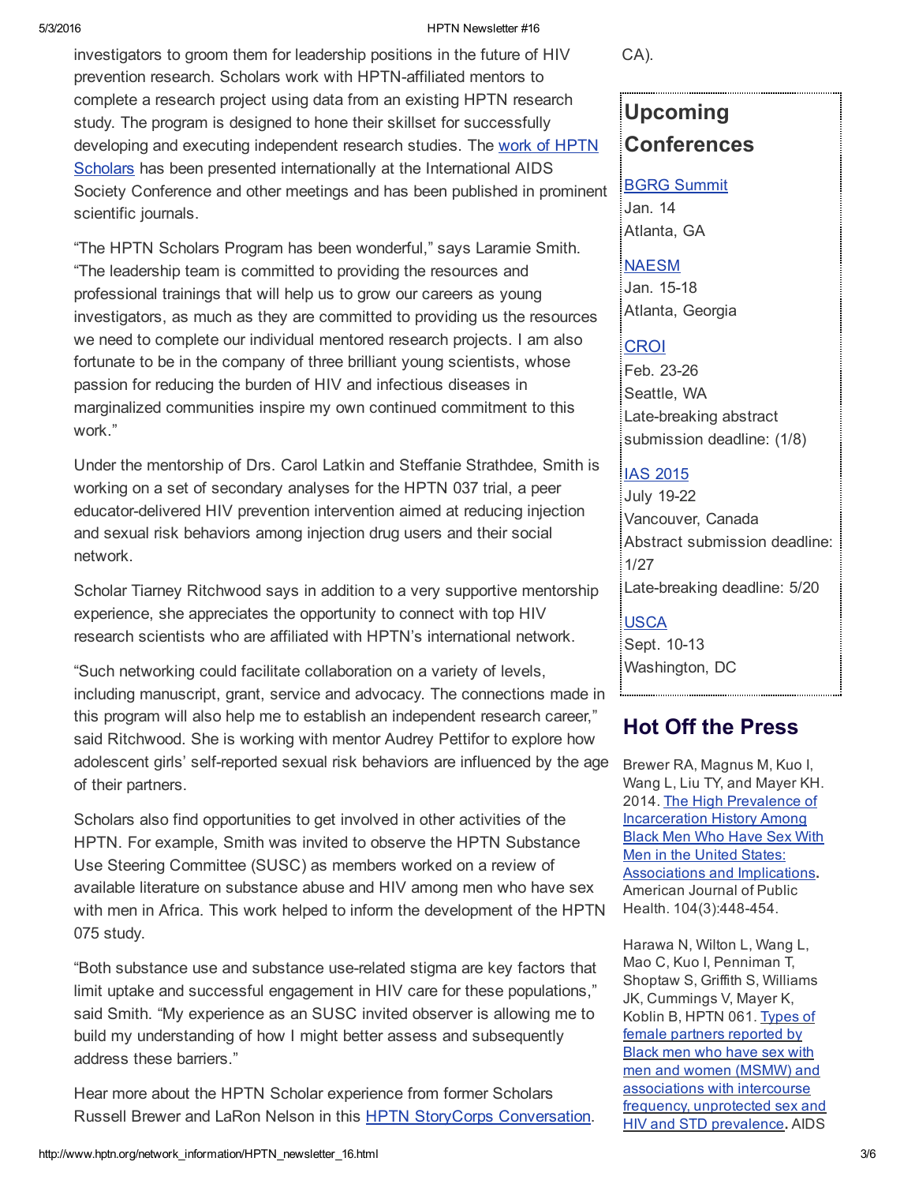investigators to groom them for leadership positions in the future of HIV prevention research. Scholars work with HPTN-affiliated mentors to complete a research project using data from an existing HPTN research study. The program is designed to hone their skillset for successfully developing and executing independent research studies. The work of HPTN Scholars has been presented internationally at the International AIDS Society Conference and other meetings and has been published in prominent scientific journals.

"The HPTN Scholars Program has been wonderful," says Laramie Smith. "The leadership team is committed to providing the resources and professional trainings that will help us to grow our careers as young investigators, as much as they are committed to providing us the resources we need to complete our individual mentored research projects. I am also fortunate to be in the company of three brilliant young scientists, whose passion for reducing the burden of HIV and infectious diseases in marginalized communities inspire my own continued commitment to this work."

Under the mentorship of Drs. Carol Latkin and Steffanie Strathdee, Smith is working on a set of secondary analyses for the HPTN 037 trial, a peer educator-delivered HIV prevention intervention aimed at reducing injection and sexual risk behaviors among injection drug users and their social network.

Scholar Tiarney Ritchwood says in addition to a very supportive mentorship experience, she appreciates the opportunity to connect with top HIV research scientists who are affiliated with HPTN's international network.

"Such networking could facilitate collaboration on a variety of levels, including manuscript, grant, service and advocacy. The connections made in this program will also help me to establish an independent research career," said Ritchwood. She is working with mentor Audrey Pettifor to explore how adolescent girls' self-reported sexual risk behaviors are influenced by the age of their partners.

Scholars also find opportunities to get involved in other activities of the HPTN. For example, Smith was invited to observe the HPTN Substance Use Steering Committee (SUSC) as members worked on a review of available literature on substance abuse and HIV among men who have sex with men in Africa. This work helped to inform the development of the HPTN 075 study.

"Both substance use and substance use-related stigma are key factors that limit uptake and successful engagement in HIV care for these populations," said Smith. "My experience as an SUSC invited observer is allowing me to build my understanding of how I might better assess and subsequently address these barriers."

Hear more about the HPTN Scholar experience from former Scholars Russell Brewer and LaRon Nelson in this HPTN StoryCorps Conversation.

CA).

## Upcoming Conferences

BGRG Summit
Jan. 14
Atlanta, GA

NAESM
Jan. 15-18
Atlanta, Georgia

CROI
Feb. 23-26
Seattle, WA
Late-breaking abstract submission deadline: (1/8)

IAS 2015
July 19-22
Vancouver, Canada
Abstract submission deadline: 1/27
Late-breaking deadline: 5/20

USCA
Sept. 10-13
Washington, DC

## Hot Off the Press

Brewer RA, Magnus M, Kuo I, Wang L, Liu TY, and Mayer KH. 2014. The High Prevalence of Incarceration History Among Black Men Who Have Sex With Men in the United States: Associations and Implications**.** American Journal of Public Health. 104(3):448-454.

Harawa N, Wilton L, Wang L, Mao C, Kuo I, Penniman T, Shoptaw S, Griffith S, Williams JK, Cummings V, Mayer K, Koblin B, HPTN 061. Types of female partners reported by Black men who have sex with men and women (MSMW) and associations with intercourse frequency, unprotected sex and HIV and STD prevalence**.** AIDS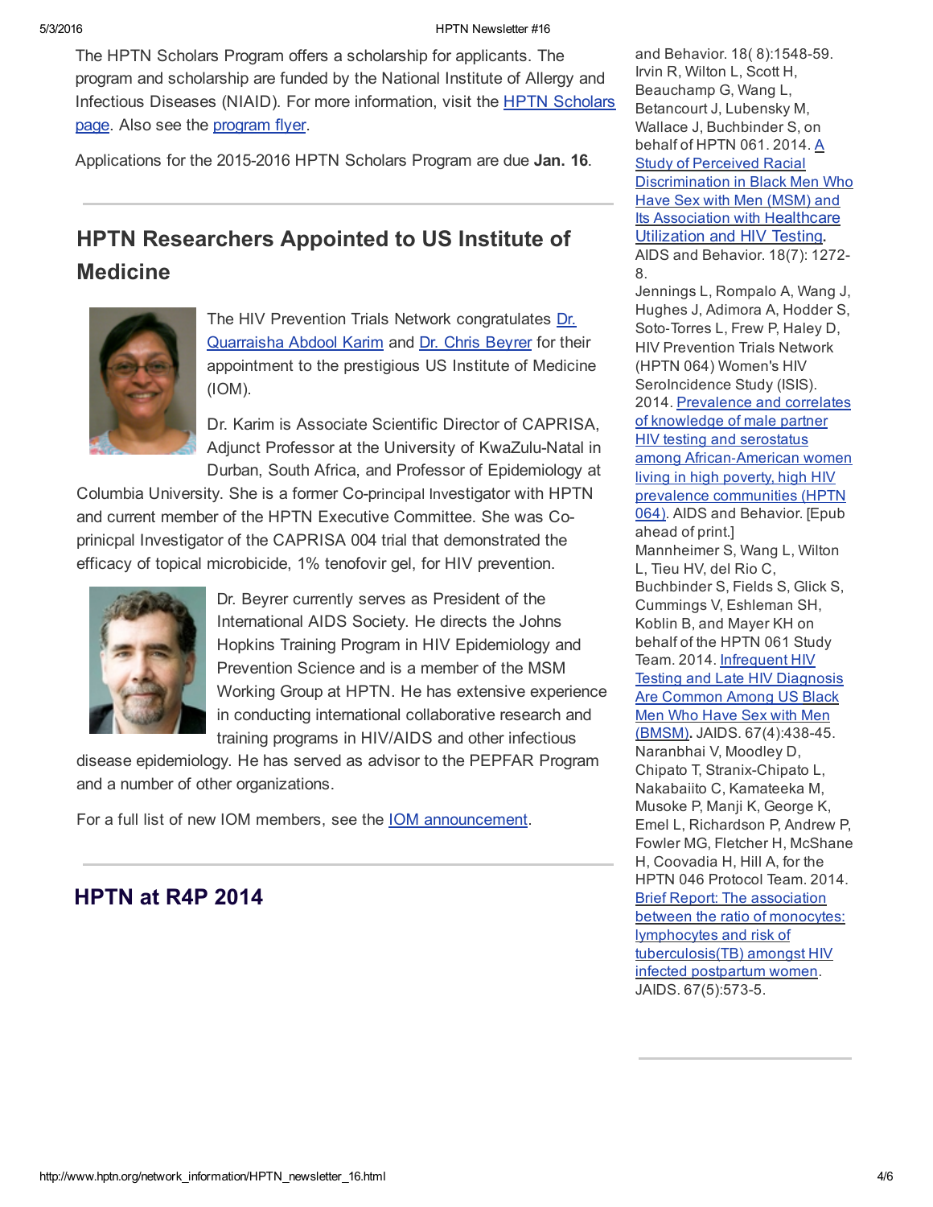The HPTN Scholars Program offers a scholarship for applicants. The program and scholarship are funded by the National Institute of Allergy and Infectious Diseases (NIAID). For more information, visit the HPTN Scholars page. Also see the program flyer.

Applications for the 2015-2016 HPTN Scholars Program are due **Jan. 16**.

## HPTN Researchers Appointed to US Institute of Medicine

The HIV Prevention Trials Network congratulates Dr. Quarraisha Abdool Karim and Dr. Chris Beyrer for their appointment to the prestigious US Institute of Medicine (IOM).

Dr. Karim is Associate Scientific Director of CAPRISA, Adjunct Professor at the University of KwaZulu-Natal in Durban, South Africa, and Professor of Epidemiology at Columbia University. She is a former Co-principal Investigator with HPTN and current member of the HPTN Executive Committee. She was Co-prinicpal Investigator of the CAPRISA 004 trial that demonstrated the efficacy of topical microbicide, 1% tenofovir gel, for HIV prevention.

Dr. Beyrer currently serves as President of the International AIDS Society. He directs the Johns Hopkins Training Program in HIV Epidemiology and Prevention Science and is a member of the MSM Working Group at HPTN. He has extensive experience in conducting international collaborative research and training programs in HIV/AIDS and other infectious disease epidemiology. He has served as advisor to the PEPFAR Program and a number of other organizations.

For a full list of new IOM members, see the IOM announcement.

## HPTN at R4P 2014

and Behavior. 18( 8):1548-59.
Irvin R, Wilton L, Scott H, Beauchamp G, Wang L, Betancourt J, Lubensky M, Wallace J, Buchbinder S, on behalf of HPTN 061. 2014. A Study of Perceived Racial Discrimination in Black Men Who Have Sex with Men (MSM) and Its Association with Healthcare Utilization and HIV Testing. AIDS and Behavior. 18(7): 1272-8.
Jennings L, Rompalo A, Wang J, Hughes J, Adimora A, Hodder S, Soto-Torres L, Frew P, Haley D, HIV Prevention Trials Network (HPTN 064) Women's HIV SeroIncidence Study (ISIS). 2014. Prevalence and correlates of knowledge of male partner HIV testing and serostatus among African-American women living in high poverty, high HIV prevalence communities (HPTN 064). AIDS and Behavior. [Epub ahead of print.]
Mannheimer S, Wang L, Wilton L, Tieu HV, del Rio C, Buchbinder S, Fields S, Glick S, Cummings V, Eshleman SH, Koblin B, and Mayer KH on behalf of the HPTN 061 Study Team. 2014. Infrequent HIV Testing and Late HIV Diagnosis Are Common Among US Black Men Who Have Sex with Men (BMSM). JAIDS. 67(4):438-45.
Naranbhai V, Moodley D, Chipato T, Stranix-Chipato L, Nakabaiito C, Kamateeka M, Musoke P, Manji K, George K, Emel L, Richardson P, Andrew P, Fowler MG, Fletcher H, McShane H, Coovadia H, Hill A, for the HPTN 046 Protocol Team. 2014. Brief Report: The association between the ratio of monocytes: lymphocytes and risk of tuberculosis(TB) amongst HIV infected postpartum women. JAIDS. 67(5):573-5.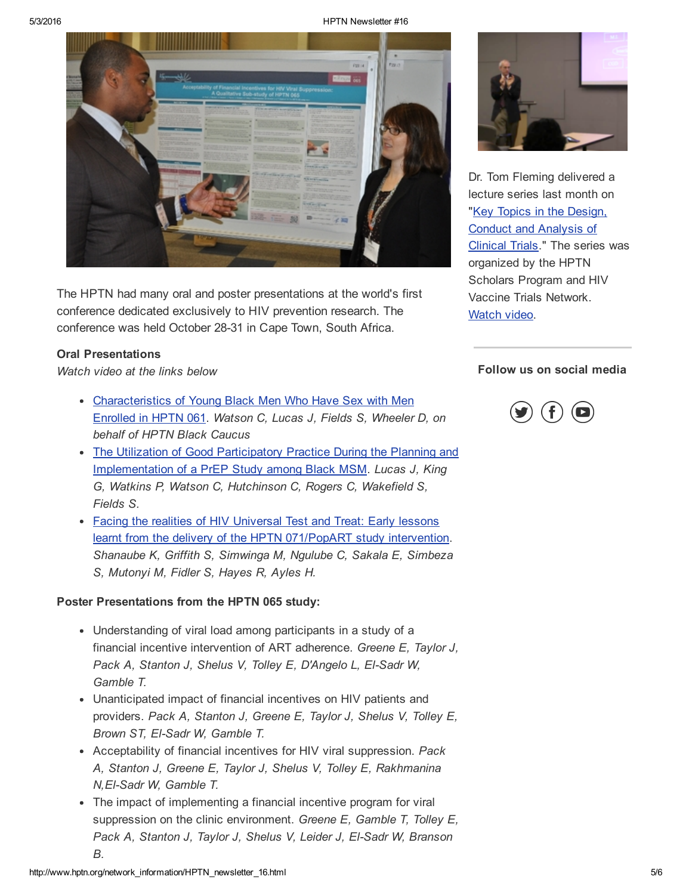The HPTN had many oral and poster presentations at the world's first conference dedicated exclusively to HIV prevention research. The conference was held October 28-31 in Cape Town, South Africa.

**Oral Presentations**

*Watch video at the links below*

- Characteristics of Young Black Men Who Have Sex with Men Enrolled in HPTN 061. *Watson C, Lucas J, Fields S, Wheeler D, on behalf of HPTN Black Caucus*
- The Utilization of Good Participatory Practice During the Planning and Implementation of a PrEP Study among Black MSM. *Lucas J, King G, Watkins P, Watson C, Hutchinson C, Rogers C, Wakefield S, Fields S.*
- Facing the realities of HIV Universal Test and Treat: Early lessons learnt from the delivery of the HPTN 071/PopART study intervention. *Shanaube K, Griffith S, Simwinga M, Ngulube C, Sakala E, Simbeza S, Mutonyi M, Fidler S, Hayes R, Ayles H.*

**Poster Presentations from the HPTN 065 study:**

- Understanding of viral load among participants in a study of a financial incentive intervention of ART adherence. *Greene E, Taylor J, Pack A, Stanton J, Shelus V, Tolley E, D'Angelo L, El-Sadr W, Gamble T.*
- Unanticipated impact of financial incentives on HIV patients and providers. *Pack A, Stanton J, Greene E, Taylor J, Shelus V, Tolley E, Brown ST, El-Sadr W, Gamble T.*
- Acceptability of financial incentives for HIV viral suppression. *Pack A, Stanton J, Greene E, Taylor J, Shelus V, Tolley E, Rakhmanina N,El-Sadr W, Gamble T.*
- The impact of implementing a financial incentive program for viral suppression on the clinic environment. *Greene E, Gamble T, Tolley E, Pack A, Stanton J, Taylor J, Shelus V, Leider J, El-Sadr W, Branson B.*

Dr. Tom Fleming delivered a lecture series last month on "Key Topics in the Design, Conduct and Analysis of Clinical Trials." The series was organized by the HPTN Scholars Program and HIV Vaccine Trials Network. Watch video.

**Follow us on social media**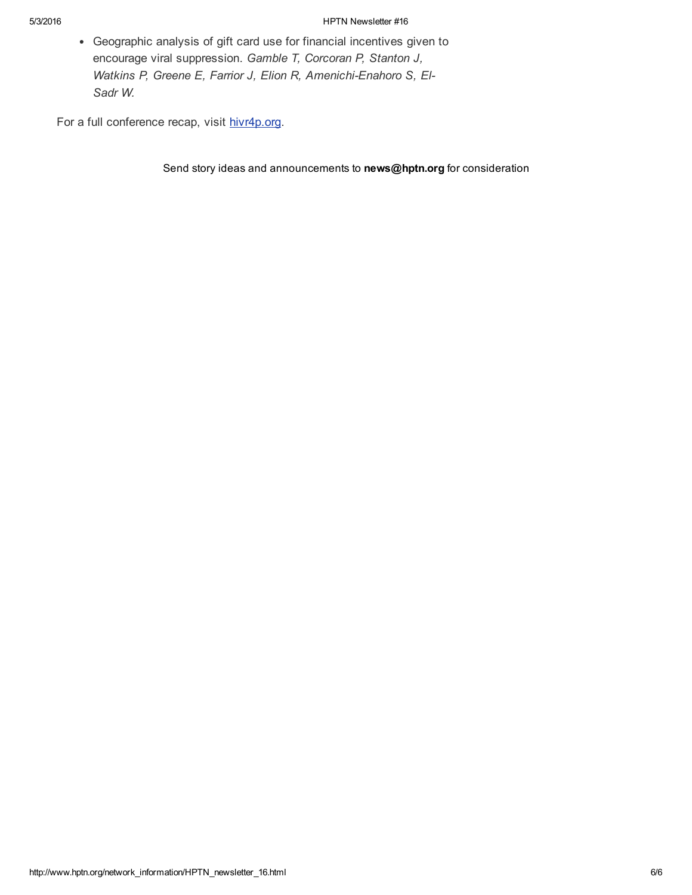- Geographic analysis of gift card use for financial incentives given to encourage viral suppression. *Gamble T, Corcoran P, Stanton J, Watkins P, Greene E, Farrior J, Elion R, Amenichi-Enahoro S, El-Sadr W.*

For a full conference recap, visit [hivr4p.org](hivr4p.org).

Send story ideas and announcements to **news@hptn.org** for consideration